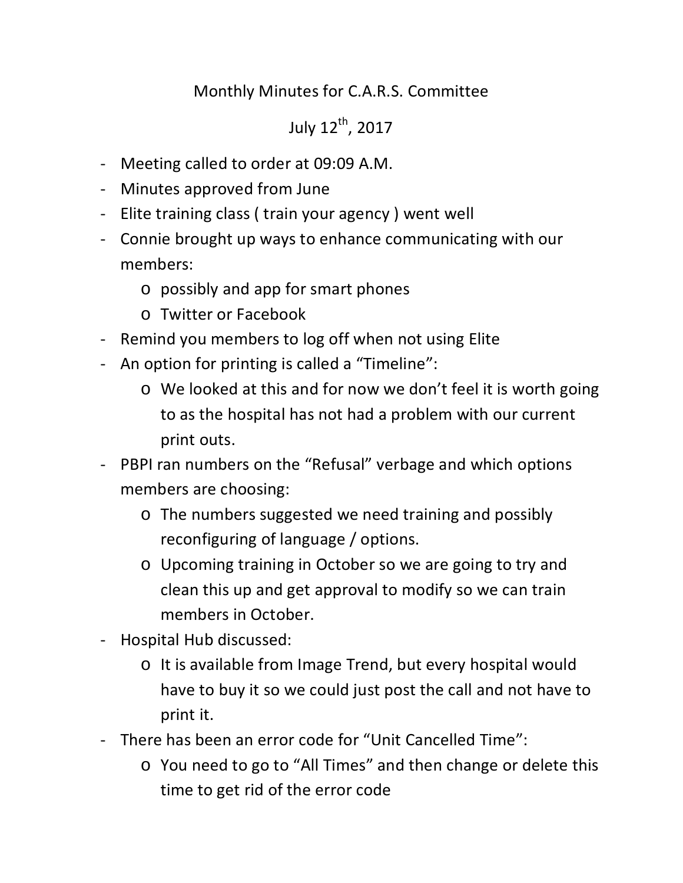# Monthly Minutes for C.A.R.S. Committee

## July 12th, 2017

- Meeting called to order at 09:09 A.M.
- Minutes approved from June
- Elite training class ( train your agency ) went well
- Connie brought up ways to enhance communicating with our members:
  - possibly and app for smart phones
  - Twitter or Facebook
- Remind you members to log off when not using Elite
- An option for printing is called a "Timeline":
  - We looked at this and for now we don't feel it is worth going to as the hospital has not had a problem with our current print outs.
- PBPI ran numbers on the "Refusal" verbage and which options members are choosing:
  - The numbers suggested we need training and possibly reconfiguring of language / options.
  - Upcoming training in October so we are going to try and clean this up and get approval to modify so we can train members in October.
- Hospital Hub discussed:
  - It is available from Image Trend, but every hospital would have to buy it so we could just post the call and not have to print it.
- There has been an error code for "Unit Cancelled Time":
  - You need to go to "All Times" and then change or delete this time to get rid of the error code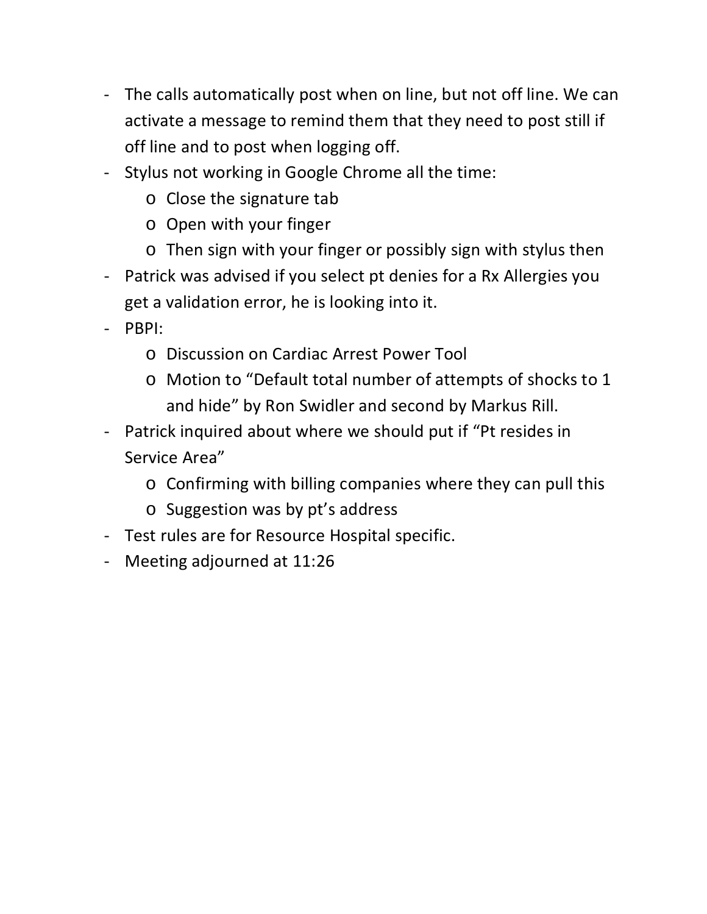- The calls automatically post when on line, but not off line. We can activate a message to remind them that they need to post still if off line and to post when logging off.
- Stylus not working in Google Chrome all the time:
  - Close the signature tab
  - Open with your finger
  - Then sign with your finger or possibly sign with stylus then
- Patrick was advised if you select pt denies for a Rx Allergies you get a validation error, he is looking into it.
- PBPI:
  - Discussion on Cardiac Arrest Power Tool
  - Motion to "Default total number of attempts of shocks to 1 and hide" by Ron Swidler and second by Markus Rill.
- Patrick inquired about where we should put if "Pt resides in Service Area"
  - Confirming with billing companies where they can pull this
  - Suggestion was by pt's address
- Test rules are for Resource Hospital specific.
- Meeting adjourned at 11:26